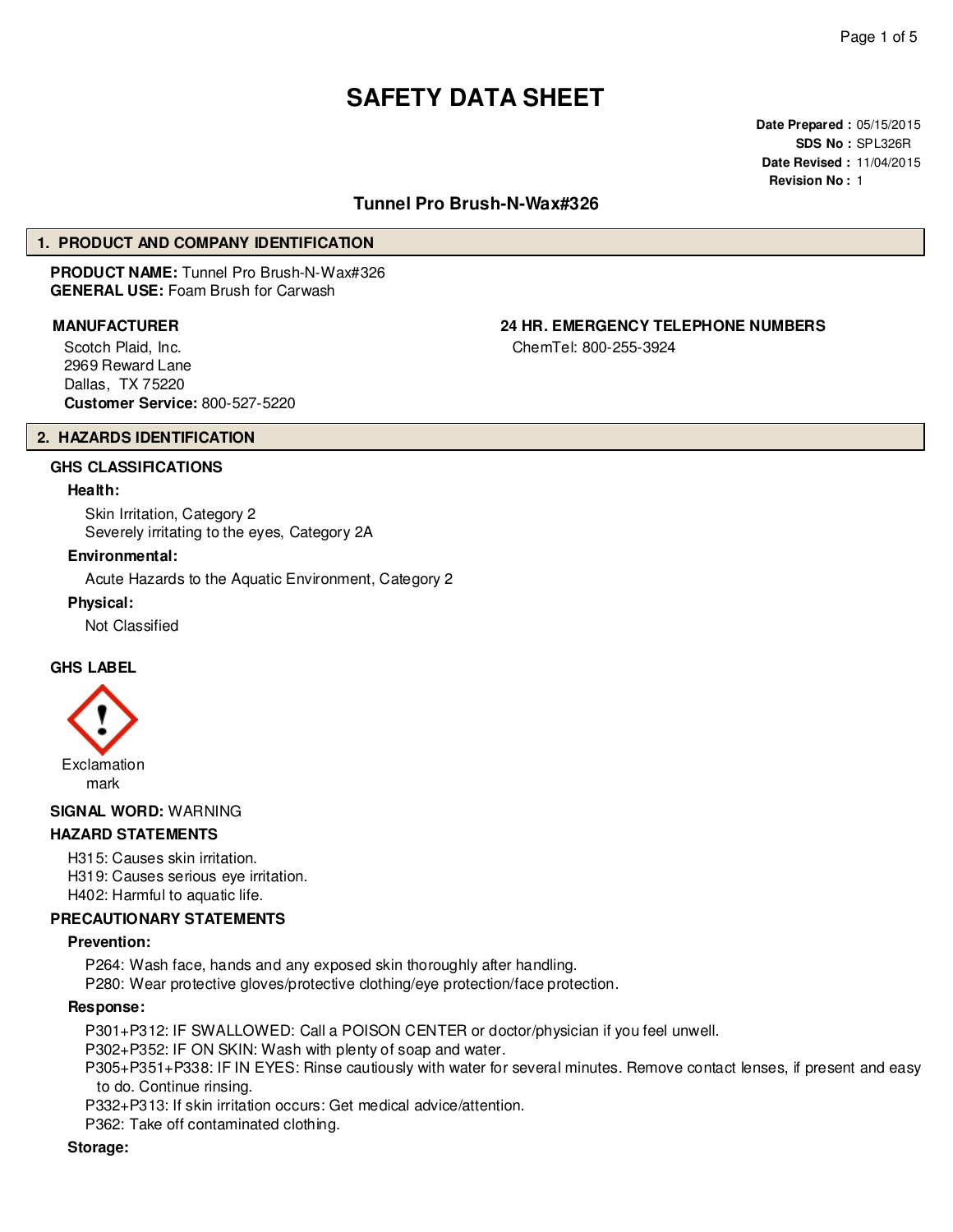# SAFETY DATA SHEET

**Date Prepared :** 05/15/2015
**SDS No :** SPL326R
**Date Revised :** 11/04/2015
**Revision No :** 1

## Tunnel Pro Brush-N-Wax#326

## 1. PRODUCT AND COMPANY IDENTIFICATION

**PRODUCT NAME:** Tunnel Pro Brush-N-Wax#326
**GENERAL USE:** Foam Brush for Carwash

**MANUFACTURER**

Scotch Plaid, Inc.
2969 Reward Lane
Dallas, TX 75220
**Customer Service:** 800-527-5220

**24 HR. EMERGENCY TELEPHONE NUMBERS**

ChemTel: 800-255-3924

## 2. HAZARDS IDENTIFICATION

### GHS CLASSIFICATIONS

**Health:**

Skin Irritation, Category 2
Severely irritating to the eyes, Category 2A

**Environmental:**

Acute Hazards to the Aquatic Environment, Category 2

**Physical:**

Not Classified

### GHS LABEL

Exclamation mark

**SIGNAL WORD:** WARNING

### HAZARD STATEMENTS

H315: Causes skin irritation.
H319: Causes serious eye irritation.
H402: Harmful to aquatic life.

### PRECAUTIONARY STATEMENTS

**Prevention:**

P264: Wash face, hands and any exposed skin thoroughly after handling.
P280: Wear protective gloves/protective clothing/eye protection/face protection.

**Response:**

P301+P312: IF SWALLOWED: Call a POISON CENTER or doctor/physician if you feel unwell.
P302+P352: IF ON SKIN: Wash with plenty of soap and water.
P305+P351+P338: IF IN EYES: Rinse cautiously with water for several minutes. Remove contact lenses, if present and easy to do. Continue rinsing.
P332+P313: If skin irritation occurs: Get medical advice/attention.
P362: Take off contaminated clothing.

**Storage:**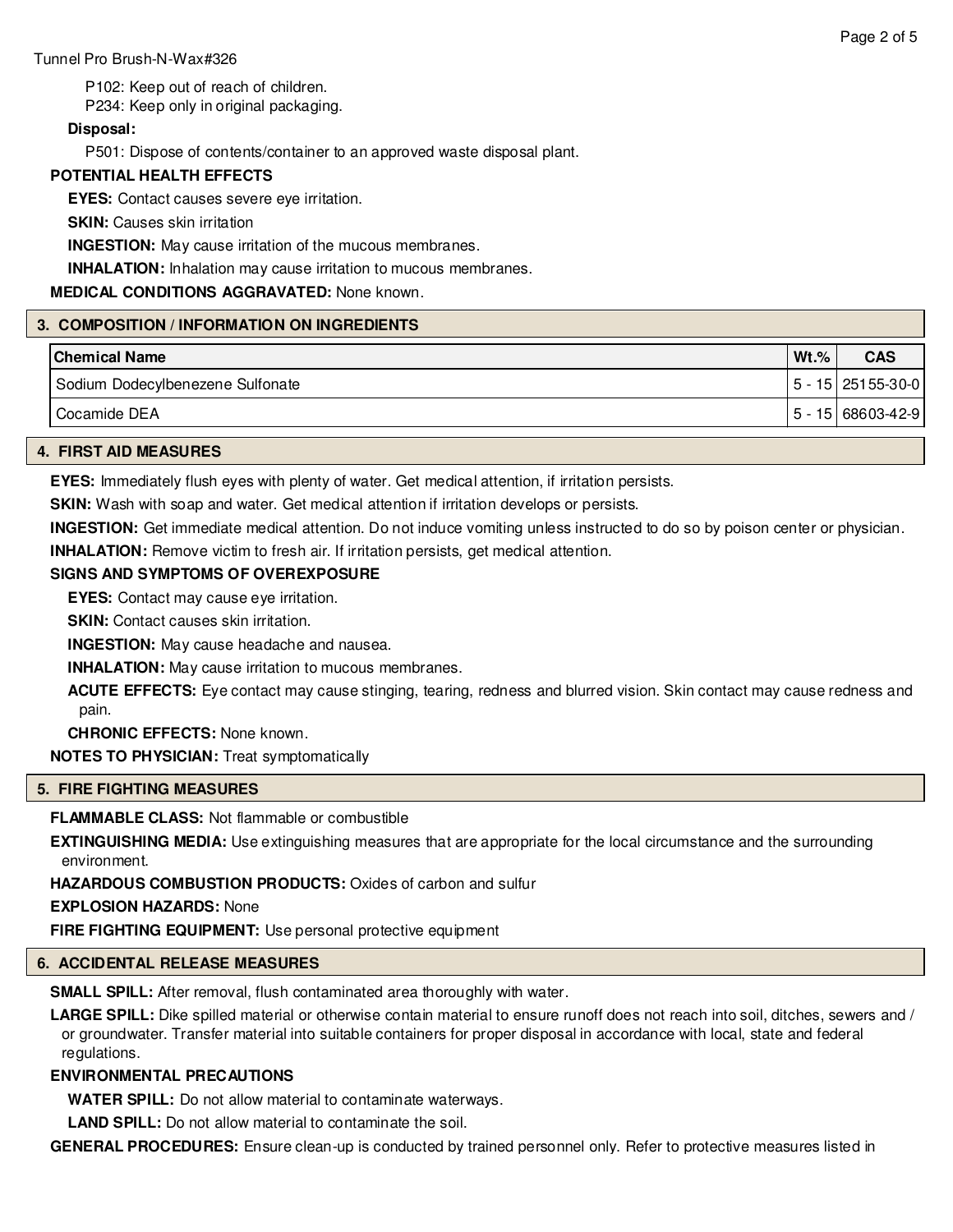P102: Keep out of reach of children.

P234: Keep only in original packaging.

**Disposal:**

P501: Dispose of contents/container to an approved waste disposal plant.

**POTENTIAL HEALTH EFFECTS**

**EYES:** Contact causes severe eye irritation.

**SKIN:** Causes skin irritation

**INGESTION:** May cause irritation of the mucous membranes.

**INHALATION:** Inhalation may cause irritation to mucous membranes.

**MEDICAL CONDITIONS AGGRAVATED:** None known.

## 3. COMPOSITION / INFORMATION ON INGREDIENTS

| Chemical Name | Wt.% | CAS |
|---|---|---|
| Sodium Dodecylbenezene Sulfonate | 5 - 15 | 25155-30-0 |
| Cocamide DEA | 5 - 15 | 68603-42-9 |

## 4. FIRST AID MEASURES

**EYES:** Immediately flush eyes with plenty of water. Get medical attention, if irritation persists.

**SKIN:** Wash with soap and water. Get medical attention if irritation develops or persists.

**INGESTION:** Get immediate medical attention. Do not induce vomiting unless instructed to do so by poison center or physician.

**INHALATION:** Remove victim to fresh air. If irritation persists, get medical attention.

**SIGNS AND SYMPTOMS OF OVEREXPOSURE**

**EYES:** Contact may cause eye irritation.

**SKIN:** Contact causes skin irritation.

**INGESTION:** May cause headache and nausea.

**INHALATION:** May cause irritation to mucous membranes.

**ACUTE EFFECTS:** Eye contact may cause stinging, tearing, redness and blurred vision. Skin contact may cause redness and pain.

**CHRONIC EFFECTS:** None known.

**NOTES TO PHYSICIAN:** Treat symptomatically

## 5. FIRE FIGHTING MEASURES

**FLAMMABLE CLASS:** Not flammable or combustible

**EXTINGUISHING MEDIA:** Use extinguishing measures that are appropriate for the local circumstance and the surrounding environment.

**HAZARDOUS COMBUSTION PRODUCTS:** Oxides of carbon and sulfur

**EXPLOSION HAZARDS:** None

**FIRE FIGHTING EQUIPMENT:** Use personal protective equipment

## 6. ACCIDENTAL RELEASE MEASURES

**SMALL SPILL:** After removal, flush contaminated area thoroughly with water.

**LARGE SPILL:** Dike spilled material or otherwise contain material to ensure runoff does not reach into soil, ditches, sewers and / or groundwater. Transfer material into suitable containers for proper disposal in accordance with local, state and federal regulations.

**ENVIRONMENTAL PRECAUTIONS**

**WATER SPILL:** Do not allow material to contaminate waterways.

**LAND SPILL:** Do not allow material to contaminate the soil.

**GENERAL PROCEDURES:** Ensure clean-up is conducted by trained personnel only. Refer to protective measures listed in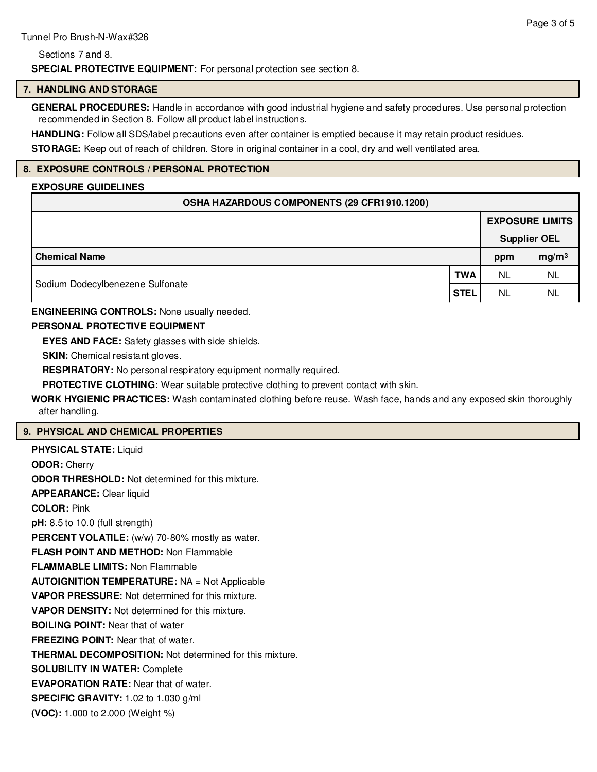Sections 7 and 8.

**SPECIAL PROTECTIVE EQUIPMENT:** For personal protection see section 8.

## 7. HANDLING AND STORAGE

**GENERAL PROCEDURES:** Handle in accordance with good industrial hygiene and safety procedures. Use personal protection recommended in Section 8. Follow all product label instructions.

**HANDLING:** Follow all SDS/label precautions even after container is emptied because it may retain product residues.

**STORAGE:** Keep out of reach of children. Store in original container in a cool, dry and well ventilated area.

## 8. EXPOSURE CONTROLS / PERSONAL PROTECTION

**EXPOSURE GUIDELINES**

| OSHA HAZARDOUS COMPONENTS (29 CFR1910.1200) | | | |
|---|---|---|---|
| | | EXPOSURE LIMITS | |
| | | Supplier OEL | |
| **Chemical Name** | | **ppm** | **mg/m³** |
| Sodium Dodecylbenezene Sulfonate | **TWA** | NL | NL |
| | **STEL** | NL | NL |

**ENGINEERING CONTROLS:** None usually needed.

**PERSONAL PROTECTIVE EQUIPMENT**

**EYES AND FACE:** Safety glasses with side shields.

**SKIN:** Chemical resistant gloves.

**RESPIRATORY:** No personal respiratory equipment normally required.

**PROTECTIVE CLOTHING:** Wear suitable protective clothing to prevent contact with skin.

**WORK HYGIENIC PRACTICES:** Wash contaminated clothing before reuse. Wash face, hands and any exposed skin thoroughly after handling.

## 9. PHYSICAL AND CHEMICAL PROPERTIES

**PHYSICAL STATE:** Liquid

**ODOR:** Cherry

**ODOR THRESHOLD:** Not determined for this mixture.

**APPEARANCE:** Clear liquid

**COLOR:** Pink

**pH:** 8.5 to 10.0 (full strength)

**PERCENT VOLATILE:** (w/w) 70-80% mostly as water.

**FLASH POINT AND METHOD:** Non Flammable

**FLAMMABLE LIMITS:** Non Flammable

**AUTOIGNITION TEMPERATURE:** NA = Not Applicable

**VAPOR PRESSURE:** Not determined for this mixture.

**VAPOR DENSITY:** Not determined for this mixture.

**BOILING POINT:** Near that of water

**FREEZING POINT:** Near that of water.

**THERMAL DECOMPOSITION:** Not determined for this mixture.

**SOLUBILITY IN WATER:** Complete

**EVAPORATION RATE:** Near that of water.

**SPECIFIC GRAVITY:** 1.02 to 1.030 g/ml

**(VOC):** 1.000 to 2.000 (Weight %)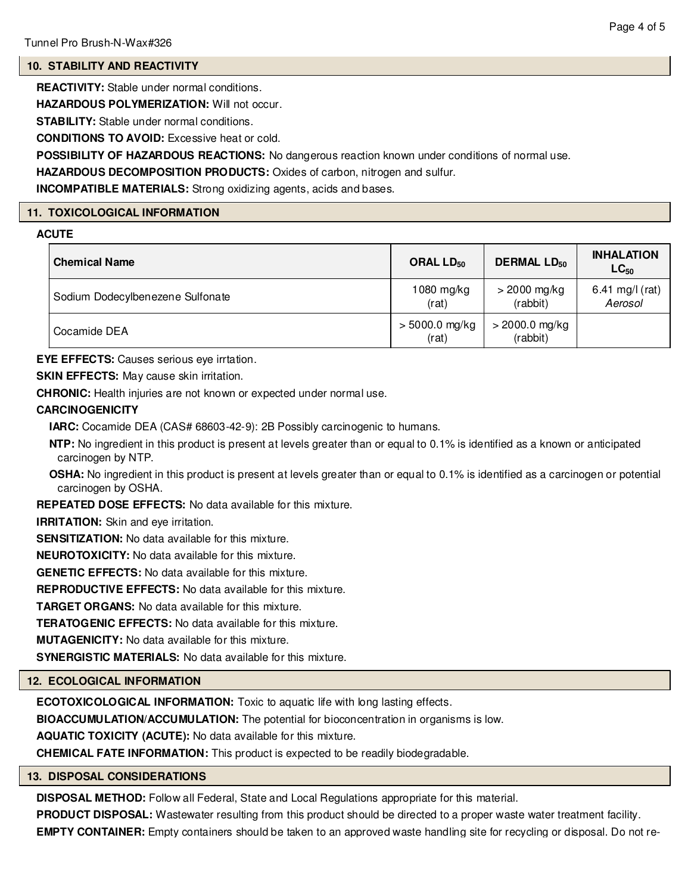## 10. STABILITY AND REACTIVITY

**REACTIVITY:** Stable under normal conditions.

**HAZARDOUS POLYMERIZATION:** Will not occur.

**STABILITY:** Stable under normal conditions.

**CONDITIONS TO AVOID:** Excessive heat or cold.

**POSSIBILITY OF HAZARDOUS REACTIONS:** No dangerous reaction known under conditions of normal use.

**HAZARDOUS DECOMPOSITION PRODUCTS:** Oxides of carbon, nitrogen and sulfur.

**INCOMPATIBLE MATERIALS:** Strong oxidizing agents, acids and bases.

## 11. TOXICOLOGICAL INFORMATION

**ACUTE**

| Chemical Name | ORAL $LD_{50}$ | DERMAL $LD_{50}$ | INHALATION $LC_{50}$ |
|---|---|---|---|
| Sodium Dodecylbenezene Sulfonate | 1080 mg/kg (rat) | > 2000 mg/kg (rabbit) | 6.41 mg/l (rat) *Aerosol* |
| Cocamide DEA | > 5000.0 mg/kg (rat) | > 2000.0 mg/kg (rabbit) | |

**EYE EFFECTS:** Causes serious eye irrtation.

**SKIN EFFECTS:** May cause skin irritation.

**CHRONIC:** Health injuries are not known or expected under normal use.

**CARCINOGENICITY**

**IARC:** Cocamide DEA (CAS# 68603-42-9): 2B Possibly carcinogenic to humans.

**NTP:** No ingredient in this product is present at levels greater than or equal to 0.1% is identified as a known or anticipated carcinogen by NTP.

**OSHA:** No ingredient in this product is present at levels greater than or equal to 0.1% is identified as a carcinogen or potential carcinogen by OSHA.

**REPEATED DOSE EFFECTS:** No data available for this mixture.

**IRRITATION:** Skin and eye irritation.

**SENSITIZATION:** No data available for this mixture.

**NEUROTOXICITY:** No data available for this mixture.

**GENETIC EFFECTS:** No data available for this mixture.

**REPRODUCTIVE EFFECTS:** No data available for this mixture.

**TARGET ORGANS:** No data available for this mixture.

**TERATOGENIC EFFECTS:** No data available for this mixture.

**MUTAGENICITY:** No data available for this mixture.

**SYNERGISTIC MATERIALS:** No data available for this mixture.

## 12. ECOLOGICAL INFORMATION

**ECOTOXICOLOGICAL INFORMATION:** Toxic to aquatic life with long lasting effects.

**BIOACCUMULATION/ACCUMULATION:** The potential for bioconcentration in organisms is low.

**AQUATIC TOXICITY (ACUTE):** No data available for this mixture.

**CHEMICAL FATE INFORMATION:** This product is expected to be readily biodegradable.

## 13. DISPOSAL CONSIDERATIONS

**DISPOSAL METHOD:** Follow all Federal, State and Local Regulations appropriate for this material.

**PRODUCT DISPOSAL:** Wastewater resulting from this product should be directed to a proper waste water treatment facility.

**EMPTY CONTAINER:** Empty containers should be taken to an approved waste handling site for recycling or disposal. Do not re-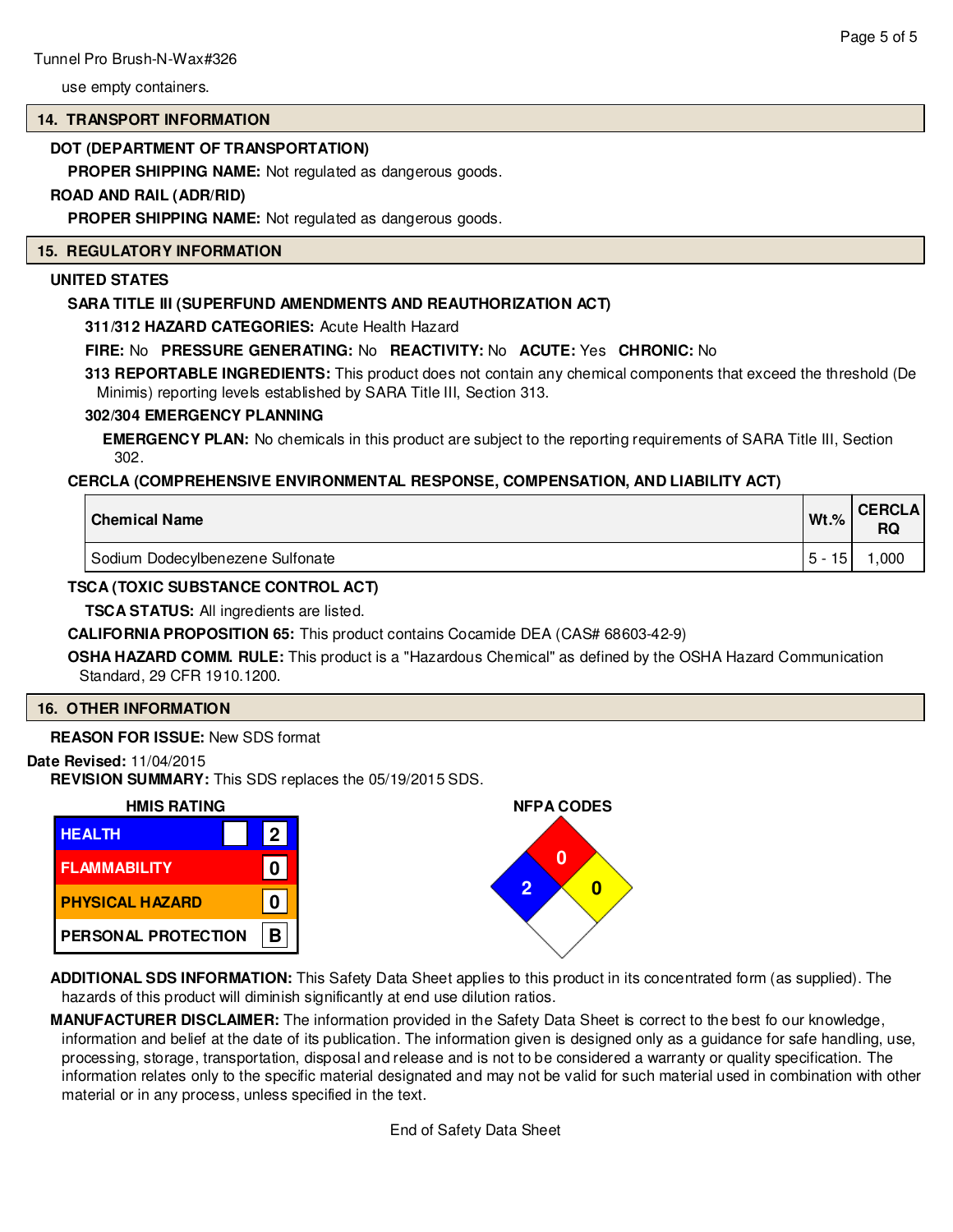use empty containers.

## 14. TRANSPORT INFORMATION

**DOT (DEPARTMENT OF TRANSPORTATION)**

**PROPER SHIPPING NAME:** Not regulated as dangerous goods.

**ROAD AND RAIL (ADR/RID)**

**PROPER SHIPPING NAME:** Not regulated as dangerous goods.

## 15. REGULATORY INFORMATION

**UNITED STATES**

**SARA TITLE III (SUPERFUND AMENDMENTS AND REAUTHORIZATION ACT)**

**311/312 HAZARD CATEGORIES:** Acute Health Hazard

**FIRE:** No **PRESSURE GENERATING:** No **REACTIVITY:** No **ACUTE:** Yes **CHRONIC:** No

**313 REPORTABLE INGREDIENTS:** This product does not contain any chemical components that exceed the threshold (De Minimis) reporting levels established by SARA Title III, Section 313.

**302/304 EMERGENCY PLANNING**

**EMERGENCY PLAN:** No chemicals in this product are subject to the reporting requirements of SARA Title III, Section 302.

**CERCLA (COMPREHENSIVE ENVIRONMENTAL RESPONSE, COMPENSATION, AND LIABILITY ACT)**

| Chemical Name | Wt.% | CERCLA RQ |
|---|---|---|
| Sodium Dodecylbenezene Sulfonate | 5 - 15 | 1,000 |

**TSCA (TOXIC SUBSTANCE CONTROL ACT)**

**TSCA STATUS:** All ingredients are listed.

**CALIFORNIA PROPOSITION 65:** This product contains Cocamide DEA (CAS# 68603-42-9)

**OSHA HAZARD COMM. RULE:** This product is a "Hazardous Chemical" as defined by the OSHA Hazard Communication Standard, 29 CFR 1910.1200.

## 16. OTHER INFORMATION

**REASON FOR ISSUE:** New SDS format

**Date Revised:** 11/04/2015

**REVISION SUMMARY:** This SDS replaces the 05/19/2015 SDS.

**HMIS RATING**

| | | |
|---|---|---|
| HEALTH | | 2 |
| FLAMMABILITY | | 0 |
| PHYSICAL HAZARD | | 0 |
| PERSONAL PROTECTION | | B |

**NFPA CODES**

0

2

0

**ADDITIONAL SDS INFORMATION:** This Safety Data Sheet applies to this product in its concentrated form (as supplied). The hazards of this product will diminish significantly at end use dilution ratios.

**MANUFACTURER DISCLAIMER:** The information provided in the Safety Data Sheet is correct to the best fo our knowledge, information and belief at the date of its publication. The information given is designed only as a guidance for safe handling, use, processing, storage, transportation, disposal and release and is not to be considered a warranty or quality specification. The information relates only to the specific material designated and may not be valid for such material used in combination with other material or in any process, unless specified in the text.

End of Safety Data Sheet